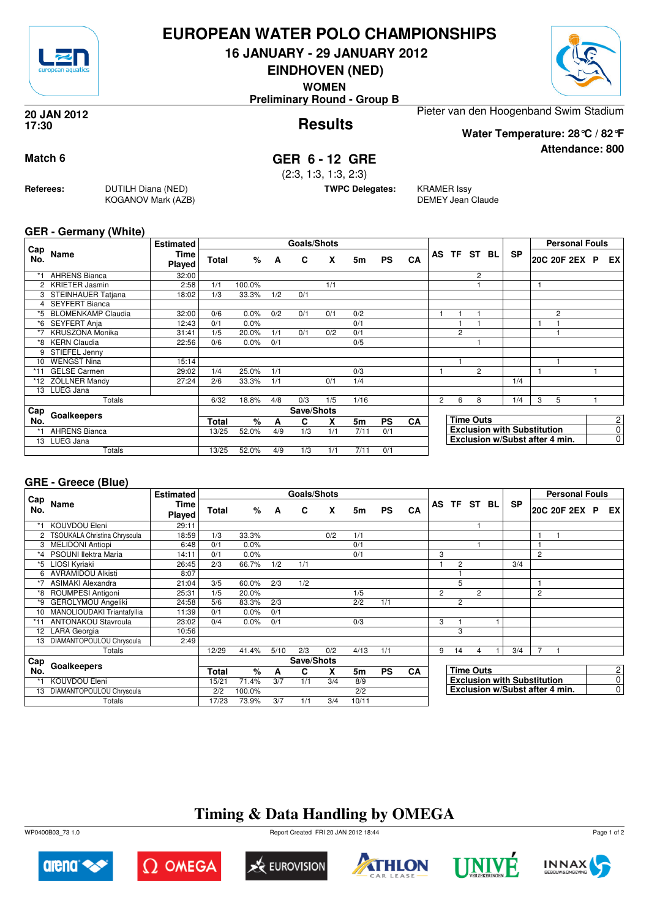# EUROPEAN WATER POLO CHAMPIONSHIPS

## 16 JANUARY - 29 JANUARY 2012

## EINDHOVEN (NED)

**WOMEN**

**Preliminary Round - Group B**

**20 JAN 2012**
**17:30**

## Results

Pieter van den Hoogenband Swim Stadium

**Water Temperature: 28°C / 82°F**

**Attendance: 800**

**Match 6**

## GER 6 - 12 GRE

(2:3, 1:3, 1:3, 2:3)

**Referees:** DUTILH Diana (NED), KOGANOV Mark (AZB)

**TWPC Delegates:** KRAMER Issy, DEMEY Jean Claude

### GER - Germany (White)

| Cap No. | Name | Estimated Time Played | Total | % | A | C | X | 5m | PS | CA | AS | TF | ST | BL | SP | 20C | 20F | 2EX | P | EX |
|---|---|---|---|---|---|---|---|---|---|---|---|---|---|---|---|---|---|---|---|---|
| *1 | AHRENS Bianca | 32:00 | | | | | | | | | | | 2 | | | | | | | |
| 2 | KRIETER Jasmin | 2:58 | 1/1 | 100.0% | | | 1/1 | | | | | | 1 | | | 1 | | | | |
| 3 | STEINHAUER Tatjana | 18:02 | 1/3 | 33.3% | 1/2 | 0/1 | | | | | | | | | | | | | | |
| 4 | SEYFERT Bianca | | | | | | | | | | | | | | | | | | | |
| *5 | BLOMENKAMP Claudia | 32:00 | 0/6 | 0.0% | 0/2 | 0/1 | 0/1 | 0/2 | | | 1 | 1 | 1 | | | | 2 | | | |
| *6 | SEYFERT Anja | 12:43 | 0/1 | 0.0% | | | | 0/1 | | | | 1 | 1 | | | 1 | 1 | | | |
| *7 | KRUSZONA Monika | 31:41 | 1/5 | 20.0% | 1/1 | 0/1 | 0/2 | 0/1 | | | | 2 | | | | | 1 | | | |
| *8 | KERN Claudia | 22:56 | 0/6 | 0.0% | 0/1 | | | 0/5 | | | | | 1 | | | | | | | |
| 9 | STIEFEL Jenny | | | | | | | | | | | | | | | | | | | |
| 10 | WENGST Nina | 15:14 | | | | | | | | | | 1 | | | | | 1 | | | |
| *11 | GELSE Carmen | 29:02 | 1/4 | 25.0% | 1/1 | | | 0/3 | | | 1 | | 2 | | | 1 | | | 1 | |
| *12 | ZÖLLNER Mandy | 27:24 | 2/6 | 33.3% | 1/1 | | 0/1 | 1/4 | | | | | | | 1/4 | | | | | |
| 13 | LUEG Jana | | | | | | | | | | | | | | | | | | | |
| | Totals | | 6/32 | 18.8% | 4/8 | 0/3 | 1/5 | 1/16 | | | 2 | 6 | 8 | | 1/4 | 3 | 5 | | 1 | |

| Cap No. | Goalkeepers | Total | % | A | C | X | 5m | PS | CA |
|---|---|---|---|---|---|---|---|---|---|
| *1 | AHRENS Bianca | 13/25 | 52.0% | 4/9 | 1/3 | 1/1 | 7/11 | 0/1 | |
| 13 | LUEG Jana | | | | | | | | |
| | Totals | 13/25 | 52.0% | 4/9 | 1/3 | 1/1 | 7/11 | 0/1 | |

| | |
|---|---|
| Time Outs | 2 |
| Exclusion with Substitution | 0 |
| Exclusion w/Subst after 4 min. | 0 |

### GRE - Greece (Blue)

| Cap No. | Name | Estimated Time Played | Total | % | A | C | X | 5m | PS | CA | AS | TF | ST | BL | SP | 20C | 20F | 2EX | P | EX |
|---|---|---|---|---|---|---|---|---|---|---|---|---|---|---|---|---|---|---|---|---|
| *1 | KOUVDOU Eleni | 29:11 | | | | | | | | | | | 1 | | | | | | | |
| 2 | TSOUKALA Christina Chrysoula | 18:59 | 1/3 | 33.3% | | | 0/2 | 1/1 | | | | | | | | 1 | 1 | | | |
| 3 | MELIDONI Antiopi | 6:48 | 0/1 | 0.0% | | | | 0/1 | | | | | 1 | | | 1 | | | | |
| *4 | PSOUNI Ilektra Maria | 14:11 | 0/1 | 0.0% | | | | 0/1 | | | 3 | | | | | 2 | | | | |
| *5 | LIOSI Kyriaki | 26:45 | 2/3 | 66.7% | 1/2 | 1/1 | | | | | 1 | 2 | | | 3/4 | | | | | |
| 6 | AVRAMIDOU Alkisti | 8:07 | | | | | | | | | | 1 | | | | | | | | |
| *7 | ASIMAKI Alexandra | 21:04 | 3/5 | 60.0% | 2/3 | 1/2 | | | | | | 5 | | | | 1 | | | | |
| *8 | ROUMPESI Antigoni | 25:31 | 1/5 | 20.0% | | | | 1/5 | | | 2 | | 2 | | | 2 | | | | |
| *9 | GEROLYMOU Angeliki | 24:58 | 5/6 | 83.3% | 2/3 | | | 2/2 | 1/1 | | | 2 | | | | | | | | |
| 10 | MANOLIOUDAKI Triantafyllia | 11:39 | 0/1 | 0.0% | 0/1 | | | | | | | | | | | | | | | |
| *11 | ANTONAKOU Stavroula | 23:02 | 0/4 | 0.0% | 0/1 | | | 0/3 | | | 3 | 1 | | 1 | | | | | | |
| 12 | LARA Georgia | 10:56 | | | | | | | | | | 3 | | | | | | | | |
| 13 | DIAMANTOPOULOU Chrysoula | 2:49 | | | | | | | | | | | | | | | | | | |
| | Totals | | 12/29 | 41.4% | 5/10 | 2/3 | 0/2 | 4/13 | 1/1 | | 9 | 14 | 4 | 1 | 3/4 | 7 | 1 | | | |

| Cap No. | Goalkeepers | Total | % | A | C | X | 5m | PS | CA |
|---|---|---|---|---|---|---|---|---|---|
| *1 | KOUVDOU Eleni | 15/21 | 71.4% | 3/7 | 1/1 | 3/4 | 8/9 | | |
| 13 | DIAMANTOPOULOU Chrysoula | 2/2 | 100.0% | | | | 2/2 | | |
| | Totals | 17/23 | 73.9% | 3/7 | 1/1 | 3/4 | 10/11 | | |

| | |
|---|---|
| Time Outs | 2 |
| Exclusion with Substitution | 0 |
| Exclusion w/Subst after 4 min. | 0 |

## Timing & Data Handling by OMEGA

WP0400B03_73 1.0 — Report Created FRI 20 JAN 2012 18:44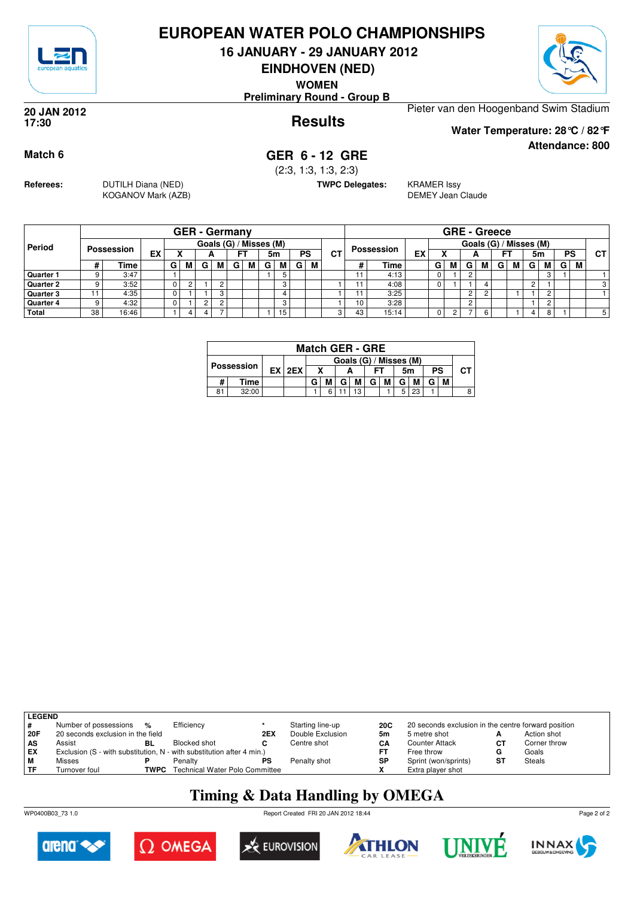# EUROPEAN WATER POLO CHAMPIONSHIPS

## 16 JANUARY - 29 JANUARY 2012

## EINDHOVEN (NED)

**WOMEN**

**Preliminary Round - Group B**

**20 JAN 2012**
**17:30**

Pieter van den Hoogenband Swim Stadium

## Results

**Water Temperature: 28℃ / 82℉**

**Attendance: 800**

**Match 6**

## GER 6 - 12 GRE

(2:3, 1:3, 1:3, 2:3)

**Referees:** DUTILH Diana (NED), KOGANOV Mark (AZB)

**TWPC Delegates:** KRAMER Issy, DEMEY Jean Claude

| Period | GER - Germany | | | | | | | | | | | | | | GRE - Greece | | | | | | | | | | | | | |
|---|---|---|---|---|---|---|---|---|---|---|---|---|---|---|---|---|---|---|---|---|---|---|---|---|---|---|---|---|
| | Possession | | EX | Goals (G) / Misses (M) | | | | | | | | | | CT | Possession | | EX | Goals (G) / Misses (M) | | | | | | | | | | CT |
| | | | | X | | A | | FT | | 5m | | PS | | | | | | X | | A | | FT | | 5m | | PS | | |
| | # | Time | | G | M | G | M | G | M | G | M | G | M | | # | Time | | G | M | G | M | G | M | G | M | G | M | |
| Quarter 1 | 9 | 3:47 | | 1 | | | | | | 1 | 5 | | | | 11 | 4:13 | | 0 | 1 | 2 | | | | | 3 | 1 | | 1 |
| Quarter 2 | 9 | 3:52 | | 0 | 2 | 1 | 2 | | | | 3 | | | 1 | 11 | 4:08 | | 0 | 1 | 1 | 4 | | | 2 | 1 | | | 3 |
| Quarter 3 | 11 | 4:35 | | 0 | 1 | 1 | 3 | | | | 4 | | | 1 | 11 | 3:25 | | | | 2 | 2 | | 1 | 1 | 2 | | | 1 |
| Quarter 4 | 9 | 4:32 | | 0 | 1 | 2 | 2 | | | | 3 | | | 1 | 10 | 3:28 | | | | 2 | | | | 1 | 2 | | | |
| Total | 38 | 16:46 | | 1 | 4 | 4 | 7 | | | 1 | 15 | | | 3 | 43 | 15:14 | | 0 | 2 | 7 | 6 | | 1 | 4 | 8 | 1 | | 5 |

| Match GER - GRE | | | | | | | | | | | | | | |
|---|---|---|---|---|---|---|---|---|---|---|---|---|---|---|
| Possession | | EX | 2EX | Goals (G) / Misses (M) | | | | | | | | | | CT |
| | | | | X | | A | | FT | | 5m | | PS | | |
| # | Time | | | G | M | G | M | G | M | G | M | G | M | |
| 81 | 32:00 | | | 1 | 6 | 11 | 13 | | 1 | 5 | 23 | 1 | | 8 |

| LEGEND | | | | | | | | | |
|---|---|---|---|---|---|---|---|---|---|
| # | Number of possessions | % | Efficiency | * | Starting line-up | 20C | 20 seconds exclusion in the centre forward position | | |
| 20F | 20 seconds exclusion in the field | | | 2EX | Double Exclusion | 5m | 5 metre shot | A | Action shot |
| AS | Assist | BL | Blocked shot | C | Centre shot | CA | Counter Attack | CT | Corner throw |
| EX | Exclusion (S - with substitution, N - with substitution after 4 min.) | | | | | FT | Free throw | G | Goals |
| M | Misses | P | Penalty | PS | Penalty shot | SP | Sprint (won/sprints) | ST | Steals |
| TF | Turnover foul | TWPC | Technical Water Polo Committee | | | X | Extra player shot | | |

## Timing & Data Handling by OMEGA

WP0400B03_73 1.0 Report Created FRI 20 JAN 2012 18:44